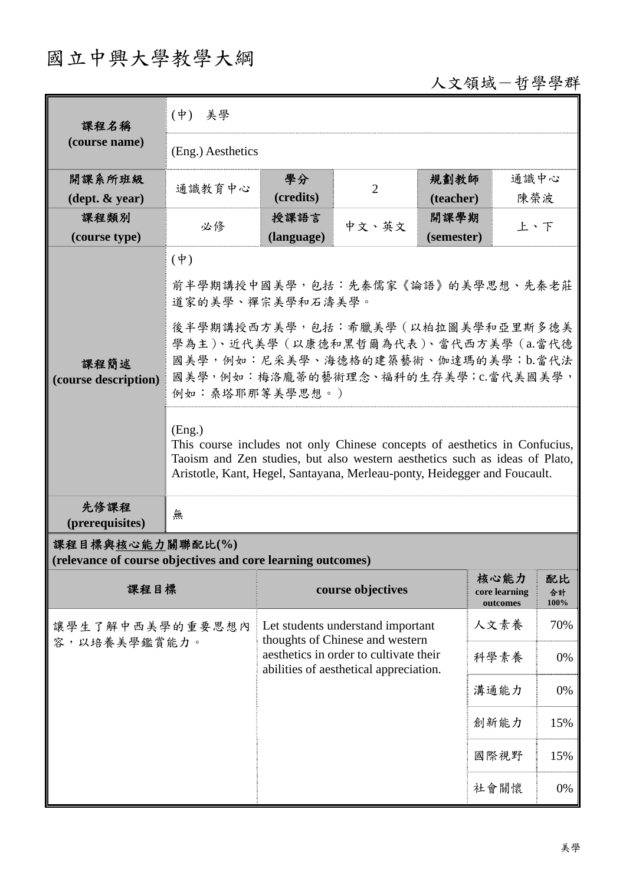# 國立中興大學教學大綱

人文領域－哲學學群

| 課程名稱 (course name) | (中) 美學 | | | | |
|---|---|---|---|---|---|
| | (Eng.) Aesthetics | | | | |
| 開課系所班級 (dept. & year) | 通識教育中心 | 學分 (credits) | 2 | 規劃教師 (teacher) | 通識中心 陳榮波 |
| 課程類別 (course type) | 必修 | 授課語言 (language) | 中文、英文 | 開課學期 (semester) | 上、下 |
| 課程簡述 (course description) | (中)<br>前半學期講授中國美學，包括：先秦儒家《論語》的美學思想、先秦老莊道家的美學、禪宗美學和石濤美學。<br>後半學期講授西方美學，包括：希臘美學（以柏拉圖美學和亞里斯多德美學為主）、近代美學（以康德和黑哲爾為代表）、當代西方美學（a.當代德國美學，例如：尼采美學、海德格的建築藝術、伽達瑪的美學；b.當代法國美學，例如：梅洛龐蒂的藝術理念、福科的生存美學；c.當代美國美學，例如：桑塔耶那等美學思想。） | | | | |
| | (Eng.)<br>This course includes not only Chinese concepts of aesthetics in Confucius, Taoism and Zen studies, but also western aesthetics such as ideas of Plato, Aristotle, Kant, Hegel, Santayana, Merleau-ponty, Heidegger and Foucault. | | | | |
| 先修課程 (prerequisites) | 無 | | | | |

**課程目標與核心能力關聯配比(%)**
**(relevance of course objectives and core learning outcomes)**

| 課程目標 | course objectives | 核心能力 core learning outcomes | 配比 合計 100% |
|---|---|---|---|
| 讓學生了解中西美學的重要思想內容，以培養美學鑑賞能力。 | Let students understand important thoughts of Chinese and western aesthetics in order to cultivate their abilities of aesthetical appreciation. | 人文素養 | 70% |
| | | 科學素養 | 0% |
| | | 溝通能力 | 0% |
| | | 創新能力 | 15% |
| | | 國際視野 | 15% |
| | | 社會關懷 | 0% |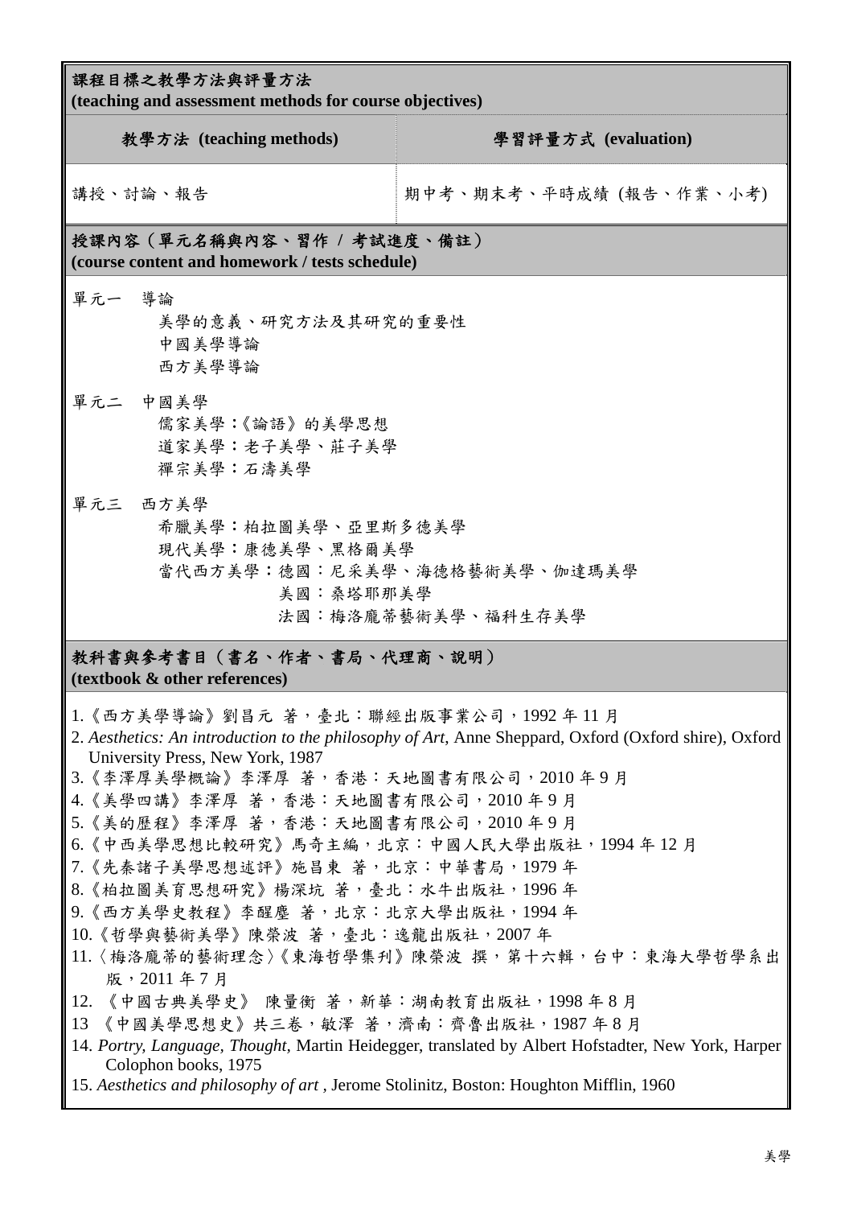## 課程目標之教學方法與評量方法
**(teaching and assessment methods for course objectives)**

| 教學方法 (teaching methods) | 學習評量方式 (evaluation) |
| --- | --- |
| 講授、討論、報告 | 期中考、期末考、平時成績 (報告、作業、小考) |

## 授課內容（單元名稱與內容、習作 / 考試進度、備註）
**(course content and homework / tests schedule)**

單元一　導論
　　美學的意義、研究方法及其研究的重要性
　　中國美學導論
　　西方美學導論

單元二　中國美學
　　儒家美學：《論語》的美學思想
　　道家美學：老子美學、莊子美學
　　禪宗美學：石濤美學

單元三　西方美學
　　希臘美學：柏拉圖美學、亞里斯多德美學
　　現代美學：康德美學、黑格爾美學
　　當代西方美學：德國：尼采美學、海德格藝術美學、伽達瑪美學
　　　　　　　　　美國：桑塔耶那美學
　　　　　　　　　法國：梅洛龐蒂藝術美學、福科生存美學

## 教科書與參考書目（書名、作者、書局、代理商、說明）
**(textbook & other references)**

1.《西方美學導論》劉昌元 著，臺北：聯經出版事業公司，1992 年 11 月
2. *Aesthetics: An introduction to the philosophy of Art*, Anne Sheppard, Oxford (Oxford shire), Oxford University Press, New York, 1987
3.《李澤厚美學概論》李澤厚 著，香港：天地圖書有限公司，2010 年 9 月
4.《美學四講》李澤厚 著，香港：天地圖書有限公司，2010 年 9 月
5.《美的歷程》李澤厚 著，香港：天地圖書有限公司，2010 年 9 月
6.《中西美學思想比較研究》馬奇主編，北京：中國人民大學出版社，1994 年 12 月
7.《先秦諸子美學思想述評》施昌東 著，北京：中華書局，1979 年
8.《柏拉圖美育思想研究》楊深坑 著，臺北：水牛出版社，1996 年
9.《西方美學史教程》李醒塵 著，北京：北京大學出版社，1994 年
10.《哲學與藝術美學》陳榮波 著，臺北：逸龍出版社，2007 年
11.〈梅洛龐蒂的藝術理念〉《東海哲學集刊》陳榮波 撰，第十六輯，台中：東海大學哲學系出版，2011 年 7 月
12. 《中國古典美學史》 陳量衡 著，新華：湖南教育出版社，1998 年 8 月
13 《中國美學思想史》共三卷，敏澤 著，濟南：齊魯出版社，1987 年 8 月
14. *Portry, Language, Thought,* Martin Heidegger, translated by Albert Hofstadter, New York, Harper Colophon books, 1975
15. *Aesthetics and philosophy of art* , Jerome Stolinitz, Boston: Houghton Mifflin, 1960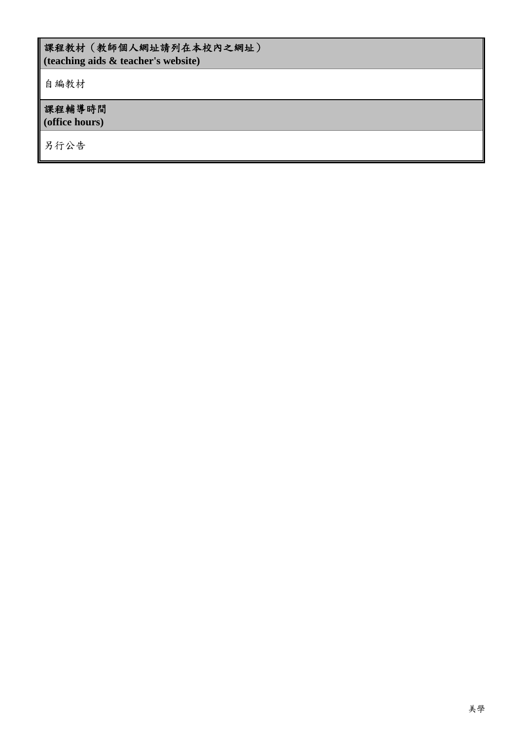| |
|---|
| **課程教材（教師個人網址請列在本校內之網址）**<br>**(teaching aids & teacher's website)** |
| 自編教材 |
| **課程輔導時間**<br>**(office hours)** |
| 另行公告 |